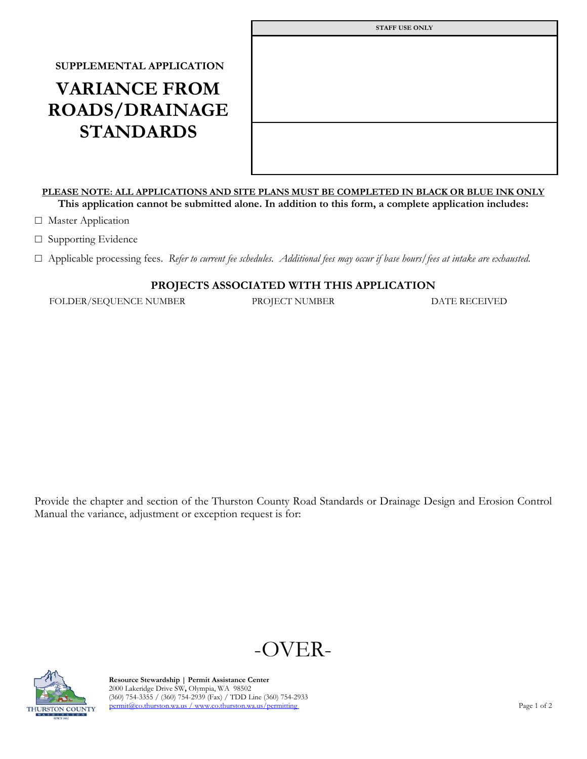| STAFF USE ONLY |
| --- |
| |
| |

SUPPLEMENTAL APPLICATION

# VARIANCE FROM ROADS/DRAINAGE STANDARDS

**PLEASE NOTE: ALL APPLICATIONS AND SITE PLANS MUST BE COMPLETED IN BLACK OR BLUE INK ONLY**

**This application cannot be submitted alone. In addition to this form, a complete application includes:**

☐ Master Application

☐ Supporting Evidence

☐ Applicable processing fees. *Refer to current fee schedules. Additional fees may occur if base hours/fees at intake are exhausted.*

## PROJECTS ASSOCIATED WITH THIS APPLICATION

| FOLDER/SEQUENCE NUMBER | PROJECT NUMBER | DATE RECEIVED |
| --- | --- | --- |
| | | |

Provide the chapter and section of the Thurston County Road Standards or Drainage Design and Erosion Control Manual the variance, adjustment or exception request is for:

-OVER-

**Resource Stewardship | Permit Assistance Center**
2000 Lakeridge Drive SW, Olympia, WA 98502
(360) 754-3355 / (360) 754-2939 (Fax) / TDD Line (360) 754-2933
permit@co.thurston.wa.us / www.co.thurston.wa.us/permitting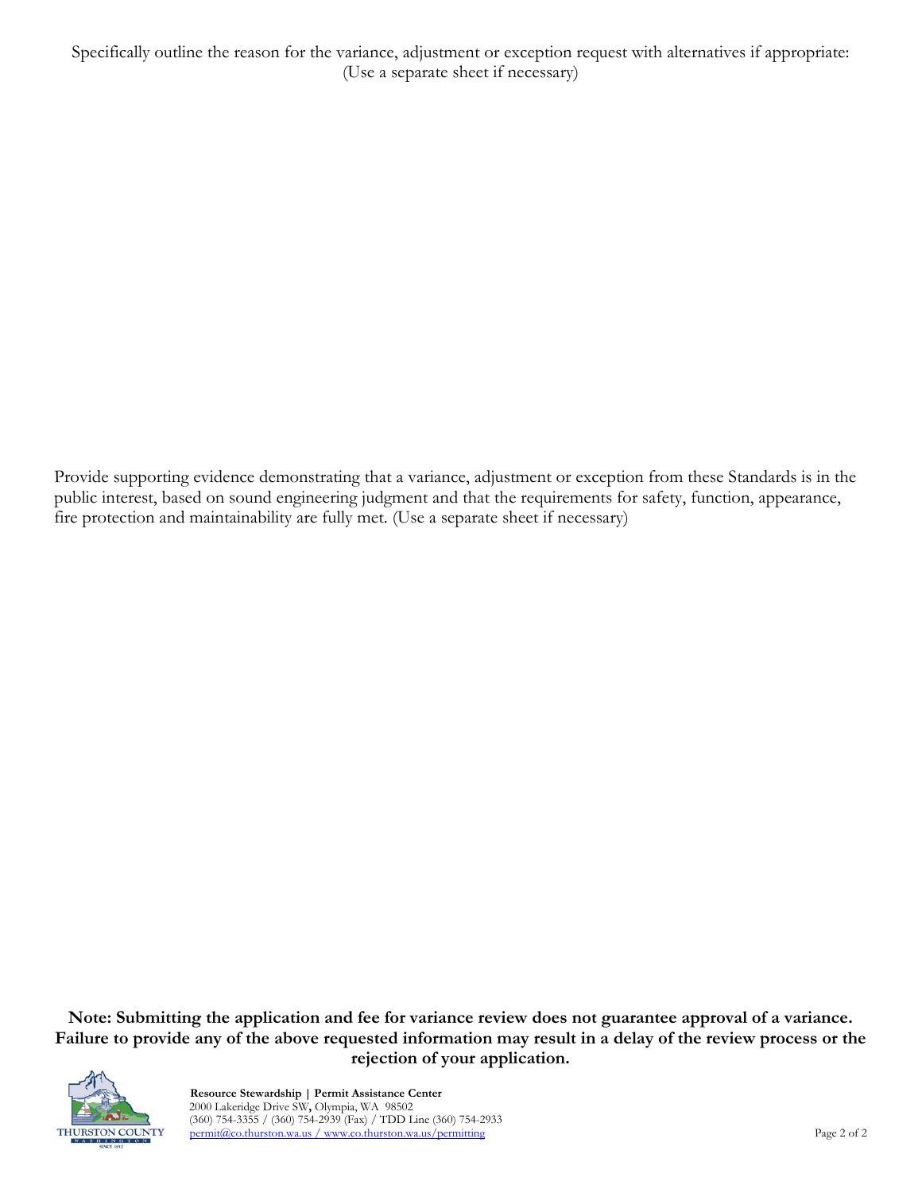Specifically outline the reason for the variance, adjustment or exception request with alternatives if appropriate: (Use a separate sheet if necessary)

Provide supporting evidence demonstrating that a variance, adjustment or exception from these Standards is in the public interest, based on sound engineering judgment and that the requirements for safety, function, appearance, fire protection and maintainability are fully met. (Use a separate sheet if necessary)

**Note: Submitting the application and fee for variance review does not guarantee approval of a variance. Failure to provide any of the above requested information may result in a delay of the review process or the rejection of your application.**

THURSTON COUNTY
WASHINGTON
SINCE 1852

**Resource Stewardship | Permit Assistance Center**
2000 Lakeridge Drive SW, Olympia, WA 98502
(360) 754-3355 / (360) 754-2939 (Fax) / TDD Line (360) 754-2933
permit@co.thurston.wa.us / www.co.thurston.wa.us/permitting